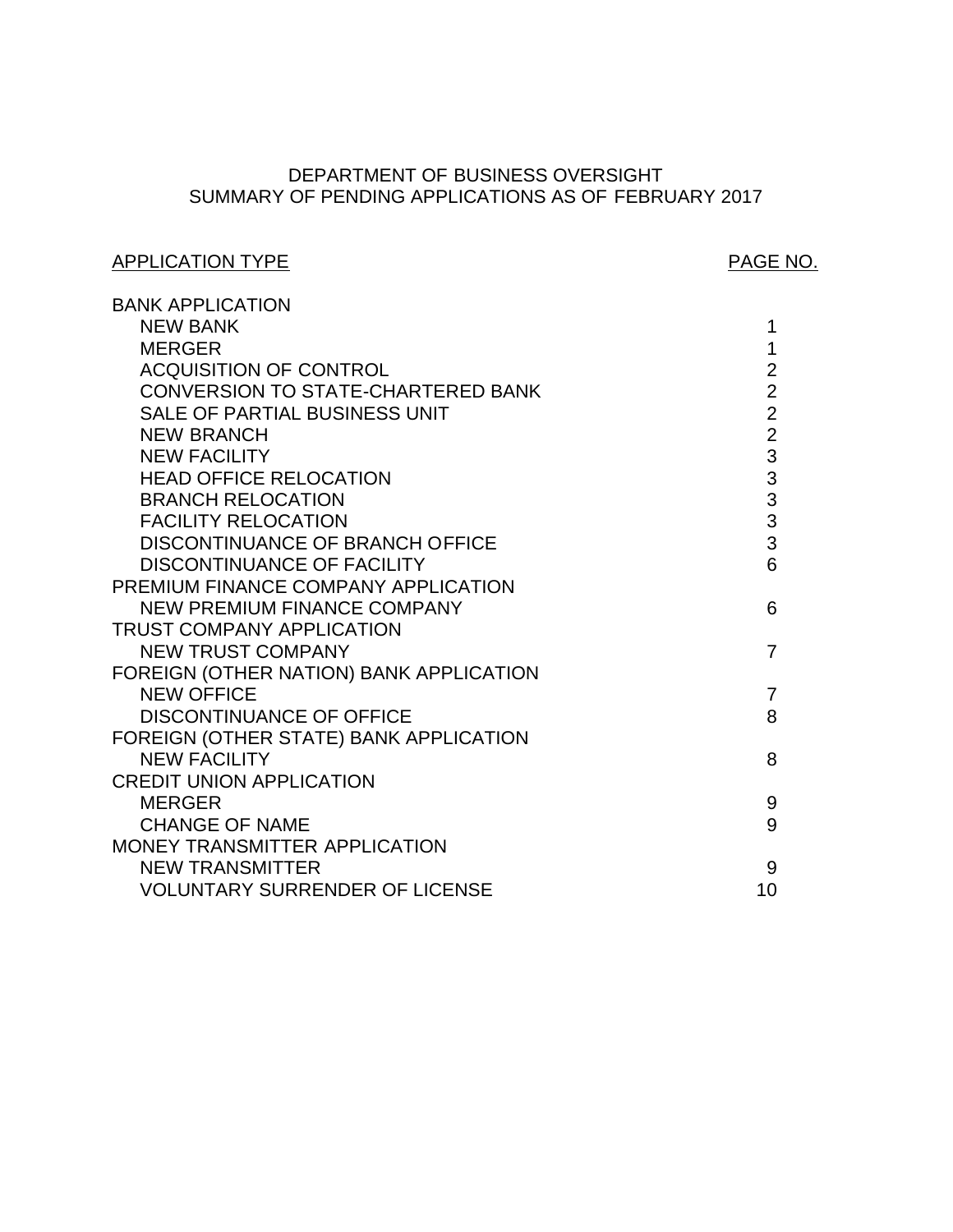# DEPARTMENT OF BUSINESS OVERSIGHT
## SUMMARY OF PENDING APPLICATIONS AS OF FEBRUARY 2017

| APPLICATION TYPE | PAGE NO. |
|---|---|
| BANK APPLICATION | |
| NEW BANK | 1 |
| MERGER | 1 |
| ACQUISITION OF CONTROL | 2 |
| CONVERSION TO STATE-CHARTERED BANK | 2 |
| SALE OF PARTIAL BUSINESS UNIT | 2 |
| NEW BRANCH | 2 |
| NEW FACILITY | 3 |
| HEAD OFFICE RELOCATION | 3 |
| BRANCH RELOCATION | 3 |
| FACILITY RELOCATION | 3 |
| DISCONTINUANCE OF BRANCH OFFICE | 3 |
| DISCONTINUANCE OF FACILITY | 6 |
| PREMIUM FINANCE COMPANY APPLICATION | |
| NEW PREMIUM FINANCE COMPANY | 6 |
| TRUST COMPANY APPLICATION | |
| NEW TRUST COMPANY | 7 |
| FOREIGN (OTHER NATION) BANK APPLICATION | |
| NEW OFFICE | 7 |
| DISCONTINUANCE OF OFFICE | 8 |
| FOREIGN (OTHER STATE) BANK APPLICATION | |
| NEW FACILITY | 8 |
| CREDIT UNION APPLICATION | |
| MERGER | 9 |
| CHANGE OF NAME | 9 |
| MONEY TRANSMITTER APPLICATION | |
| NEW TRANSMITTER | 9 |
| VOLUNTARY SURRENDER OF LICENSE | 10 |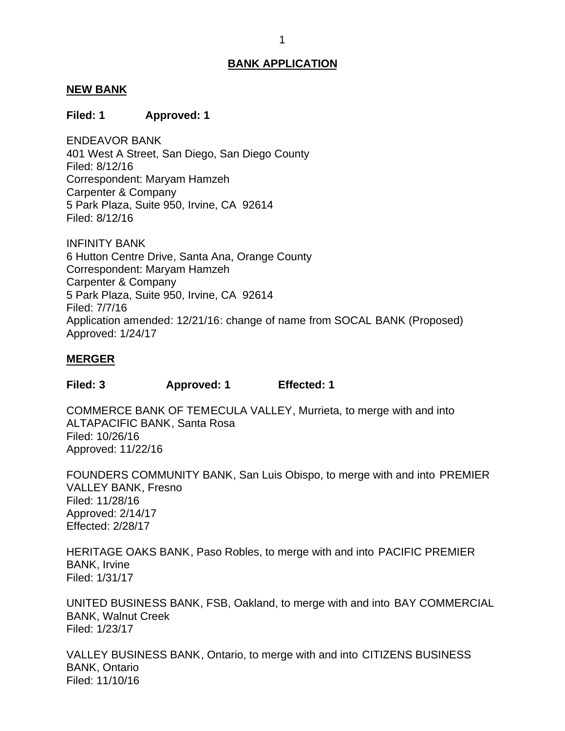## BANK APPLICATION

### NEW BANK

**Filed: 1 Approved: 1**

ENDEAVOR BANK
401 West A Street, San Diego, San Diego County
Filed: 8/12/16
Correspondent: Maryam Hamzeh
Carpenter & Company
5 Park Plaza, Suite 950, Irvine, CA 92614
Filed: 8/12/16

INFINITY BANK
6 Hutton Centre Drive, Santa Ana, Orange County
Correspondent: Maryam Hamzeh
Carpenter & Company
5 Park Plaza, Suite 950, Irvine, CA 92614
Filed: 7/7/16
Application amended: 12/21/16: change of name from SOCAL BANK (Proposed)
Approved: 1/24/17

### MERGER

**Filed: 3 Approved: 1 Effected: 1**

COMMERCE BANK OF TEMECULA VALLEY, Murrieta, to merge with and into ALTAPACIFIC BANK, Santa Rosa
Filed: 10/26/16
Approved: 11/22/16

FOUNDERS COMMUNITY BANK, San Luis Obispo, to merge with and into PREMIER VALLEY BANK, Fresno
Filed: 11/28/16
Approved: 2/14/17
Effected: 2/28/17

HERITAGE OAKS BANK, Paso Robles, to merge with and into PACIFIC PREMIER BANK, Irvine
Filed: 1/31/17

UNITED BUSINESS BANK, FSB, Oakland, to merge with and into BAY COMMERCIAL BANK, Walnut Creek
Filed: 1/23/17

VALLEY BUSINESS BANK, Ontario, to merge with and into CITIZENS BUSINESS BANK, Ontario
Filed: 11/10/16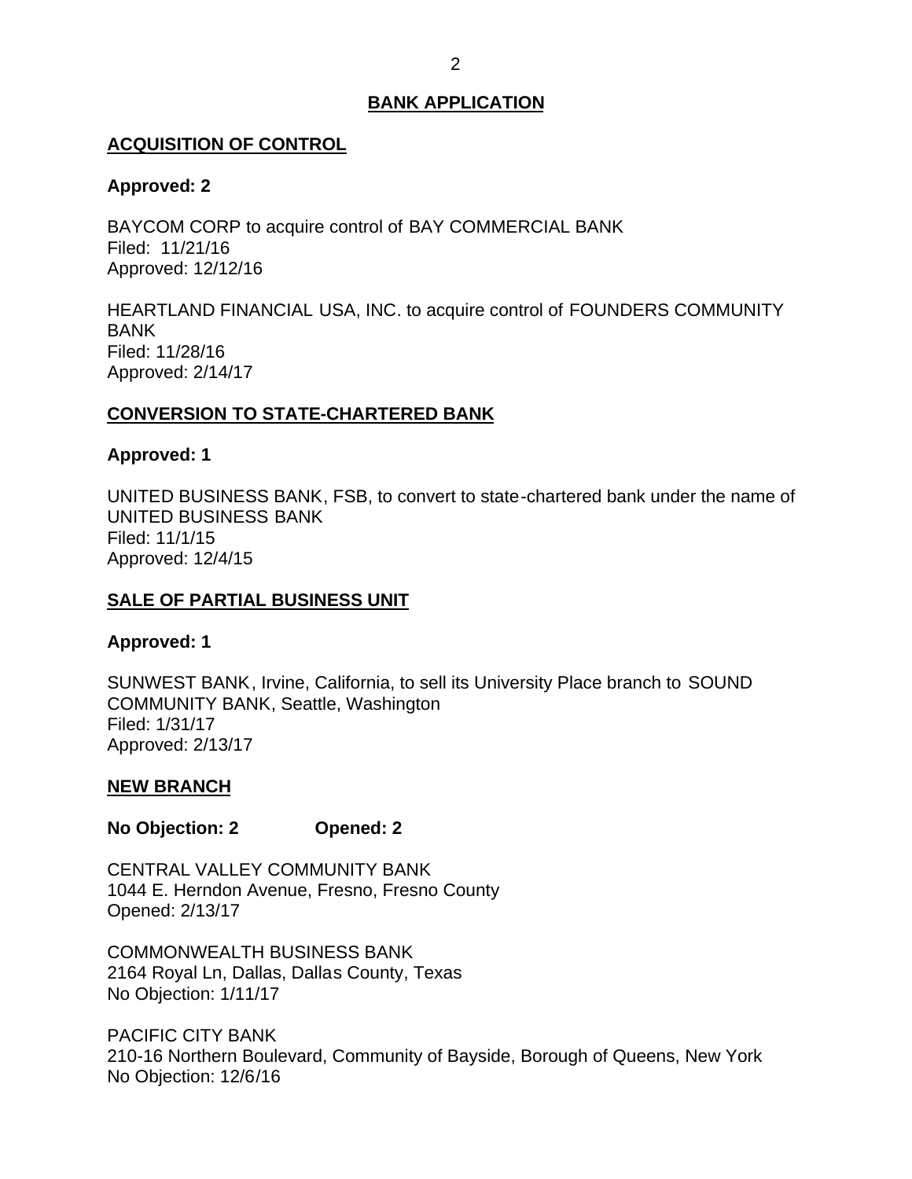# BANK APPLICATION

## ACQUISITION OF CONTROL

**Approved: 2**

BAYCOM CORP to acquire control of BAY COMMERCIAL BANK
Filed: 11/21/16
Approved: 12/12/16

HEARTLAND FINANCIAL USA, INC. to acquire control of FOUNDERS COMMUNITY BANK
Filed: 11/28/16
Approved: 2/14/17

## CONVERSION TO STATE-CHARTERED BANK

**Approved: 1**

UNITED BUSINESS BANK, FSB, to convert to state-chartered bank under the name of UNITED BUSINESS BANK
Filed: 11/1/15
Approved: 12/4/15

## SALE OF PARTIAL BUSINESS UNIT

**Approved: 1**

SUNWEST BANK, Irvine, California, to sell its University Place branch to SOUND COMMUNITY BANK, Seattle, Washington
Filed: 1/31/17
Approved: 2/13/17

## NEW BRANCH

**No Objection: 2 Opened: 2**

CENTRAL VALLEY COMMUNITY BANK
1044 E. Herndon Avenue, Fresno, Fresno County
Opened: 2/13/17

COMMONWEALTH BUSINESS BANK
2164 Royal Ln, Dallas, Dallas County, Texas
No Objection: 1/11/17

PACIFIC CITY BANK
210-16 Northern Boulevard, Community of Bayside, Borough of Queens, New York
No Objection: 12/6/16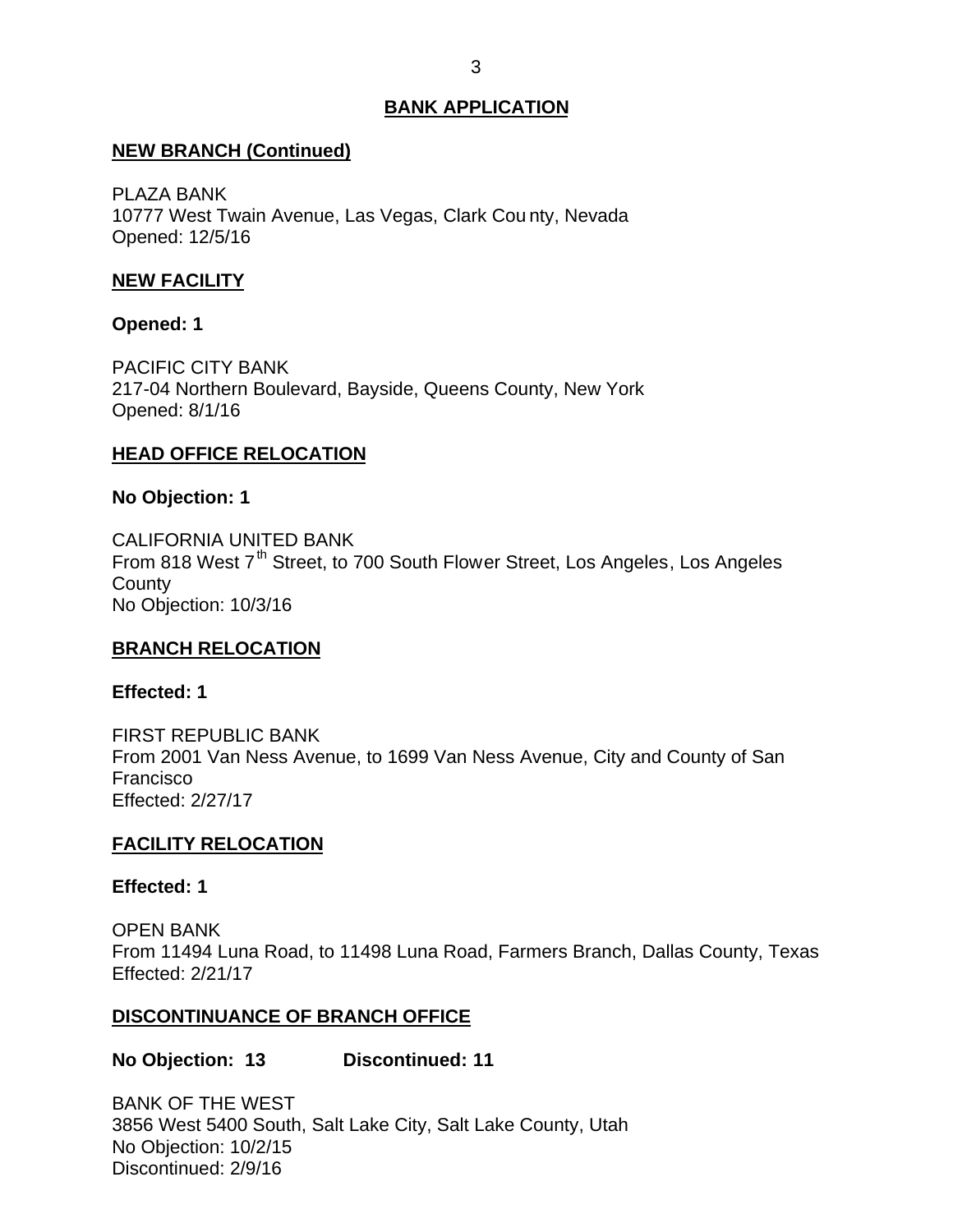## BANK APPLICATION

### NEW BRANCH (Continued)

PLAZA BANK
10777 West Twain Avenue, Las Vegas, Clark County, Nevada
Opened: 12/5/16

### NEW FACILITY

**Opened: 1**

PACIFIC CITY BANK
217-04 Northern Boulevard, Bayside, Queens County, New York
Opened: 8/1/16

### HEAD OFFICE RELOCATION

**No Objection: 1**

CALIFORNIA UNITED BANK
From 818 West 7th Street, to 700 South Flower Street, Los Angeles, Los Angeles County
No Objection: 10/3/16

### BRANCH RELOCATION

**Effected: 1**

FIRST REPUBLIC BANK
From 2001 Van Ness Avenue, to 1699 Van Ness Avenue, City and County of San Francisco
Effected: 2/27/17

### FACILITY RELOCATION

**Effected: 1**

OPEN BANK
From 11494 Luna Road, to 11498 Luna Road, Farmers Branch, Dallas County, Texas
Effected: 2/21/17

### DISCONTINUANCE OF BRANCH OFFICE

**No Objection: 13 Discontinued: 11**

BANK OF THE WEST
3856 West 5400 South, Salt Lake City, Salt Lake County, Utah
No Objection: 10/2/15
Discontinued: 2/9/16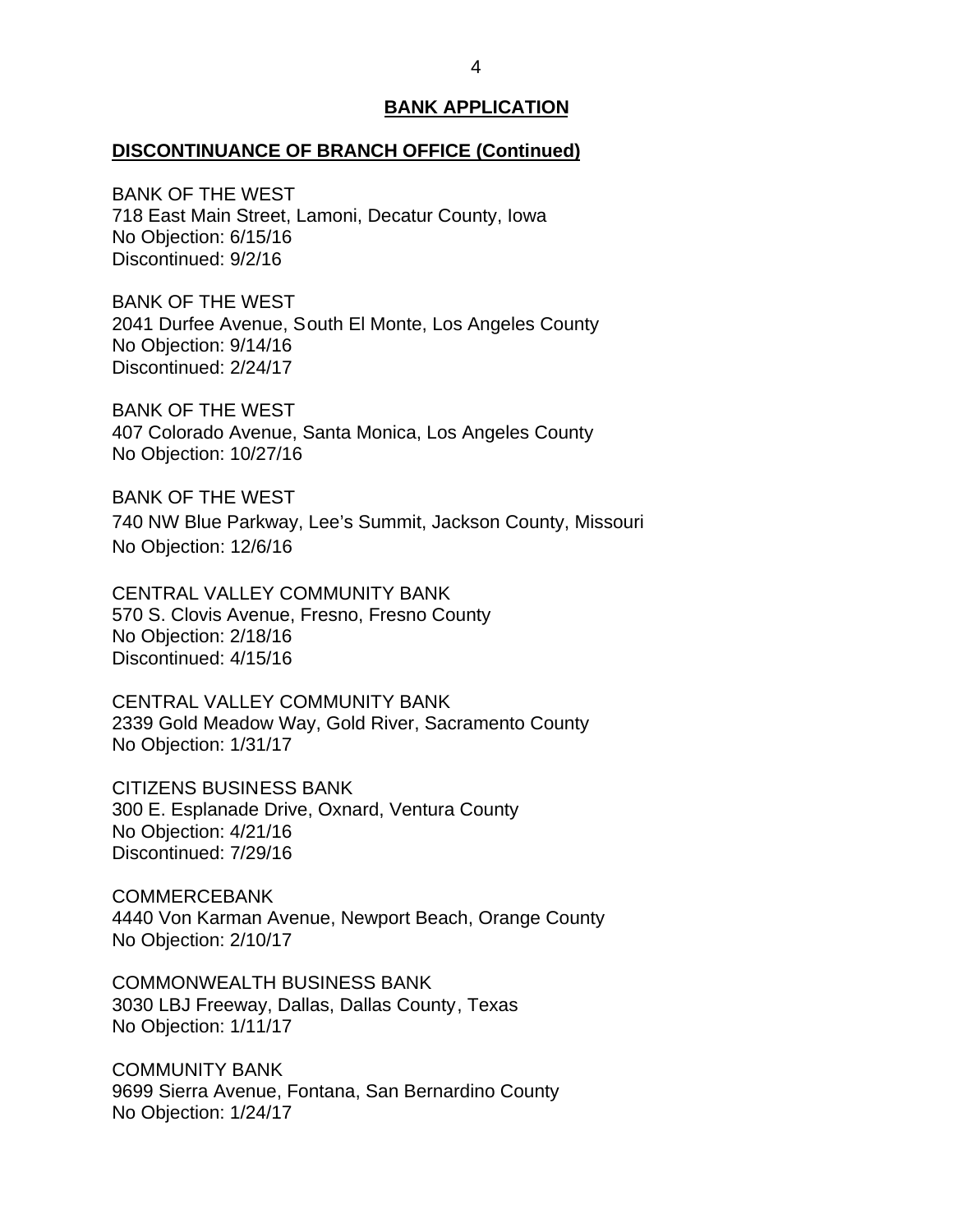## BANK APPLICATION

### DISCONTINUANCE OF BRANCH OFFICE (Continued)

BANK OF THE WEST
718 East Main Street, Lamoni, Decatur County, Iowa
No Objection: 6/15/16
Discontinued: 9/2/16

BANK OF THE WEST
2041 Durfee Avenue, South El Monte, Los Angeles County
No Objection: 9/14/16
Discontinued: 2/24/17

BANK OF THE WEST
407 Colorado Avenue, Santa Monica, Los Angeles County
No Objection: 10/27/16

BANK OF THE WEST
740 NW Blue Parkway, Lee's Summit, Jackson County, Missouri
No Objection: 12/6/16

CENTRAL VALLEY COMMUNITY BANK
570 S. Clovis Avenue, Fresno, Fresno County
No Objection: 2/18/16
Discontinued: 4/15/16

CENTRAL VALLEY COMMUNITY BANK
2339 Gold Meadow Way, Gold River, Sacramento County
No Objection: 1/31/17

CITIZENS BUSINESS BANK
300 E. Esplanade Drive, Oxnard, Ventura County
No Objection: 4/21/16
Discontinued: 7/29/16

COMMERCEBANK
4440 Von Karman Avenue, Newport Beach, Orange County
No Objection: 2/10/17

COMMONWEALTH BUSINESS BANK
3030 LBJ Freeway, Dallas, Dallas County, Texas
No Objection: 1/11/17

COMMUNITY BANK
9699 Sierra Avenue, Fontana, San Bernardino County
No Objection: 1/24/17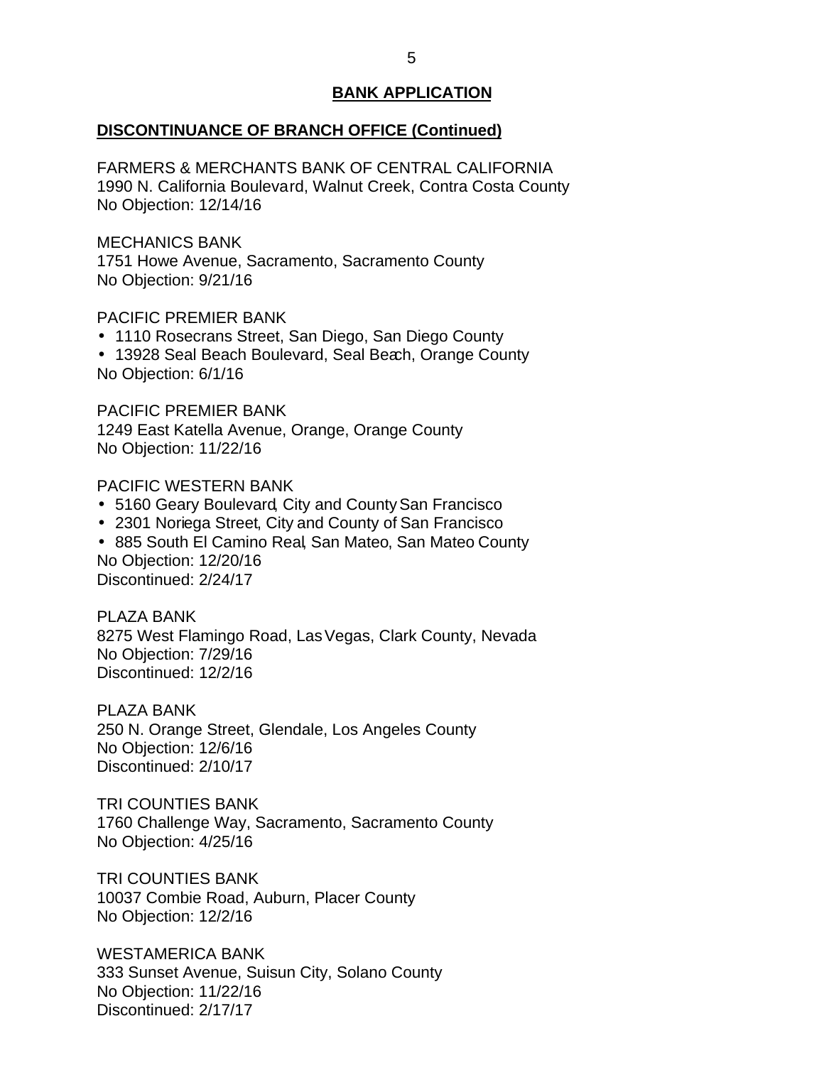## BANK APPLICATION

### DISCONTINUANCE OF BRANCH OFFICE (Continued)

FARMERS & MERCHANTS BANK OF CENTRAL CALIFORNIA
1990 N. California Boulevard, Walnut Creek, Contra Costa County
No Objection: 12/14/16

MECHANICS BANK
1751 Howe Avenue, Sacramento, Sacramento County
No Objection: 9/21/16

PACIFIC PREMIER BANK
- 1110 Rosecrans Street, San Diego, San Diego County
- 13928 Seal Beach Boulevard, Seal Beach, Orange County

No Objection: 6/1/16

PACIFIC PREMIER BANK
1249 East Katella Avenue, Orange, Orange County
No Objection: 11/22/16

PACIFIC WESTERN BANK
- 5160 Geary Boulevard, City and County San Francisco
- 2301 Noriega Street, City and County of San Francisco
- 885 South El Camino Real, San Mateo, San Mateo County

No Objection: 12/20/16
Discontinued: 2/24/17

PLAZA BANK
8275 West Flamingo Road, Las Vegas, Clark County, Nevada
No Objection: 7/29/16
Discontinued: 12/2/16

PLAZA BANK
250 N. Orange Street, Glendale, Los Angeles County
No Objection: 12/6/16
Discontinued: 2/10/17

TRI COUNTIES BANK
1760 Challenge Way, Sacramento, Sacramento County
No Objection: 4/25/16

TRI COUNTIES BANK
10037 Combie Road, Auburn, Placer County
No Objection: 12/2/16

WESTAMERICA BANK
333 Sunset Avenue, Suisun City, Solano County
No Objection: 11/22/16
Discontinued: 2/17/17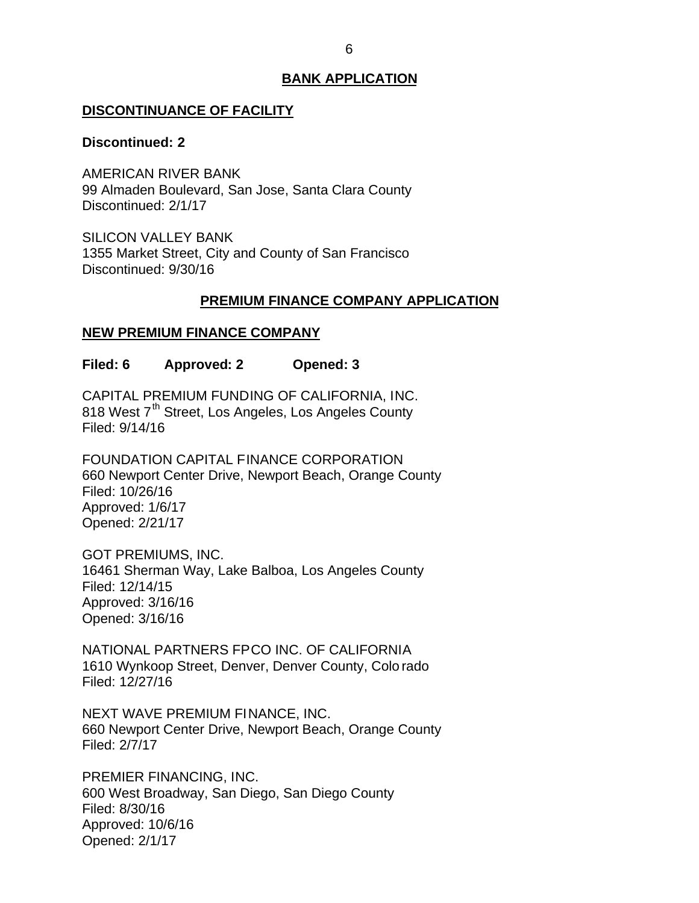## BANK APPLICATION

### DISCONTINUANCE OF FACILITY

**Discontinued: 2**

AMERICAN RIVER BANK
99 Almaden Boulevard, San Jose, Santa Clara County
Discontinued: 2/1/17

SILICON VALLEY BANK
1355 Market Street, City and County of San Francisco
Discontinued: 9/30/16

## PREMIUM FINANCE COMPANY APPLICATION

### NEW PREMIUM FINANCE COMPANY

**Filed: 6 Approved: 2 Opened: 3**

CAPITAL PREMIUM FUNDING OF CALIFORNIA, INC.
818 West 7th Street, Los Angeles, Los Angeles County
Filed: 9/14/16

FOUNDATION CAPITAL FINANCE CORPORATION
660 Newport Center Drive, Newport Beach, Orange County
Filed: 10/26/16
Approved: 1/6/17
Opened: 2/21/17

GOT PREMIUMS, INC.
16461 Sherman Way, Lake Balboa, Los Angeles County
Filed: 12/14/15
Approved: 3/16/16
Opened: 3/16/16

NATIONAL PARTNERS FPCO INC. OF CALIFORNIA
1610 Wynkoop Street, Denver, Denver County, Colorado
Filed: 12/27/16

NEXT WAVE PREMIUM FINANCE, INC.
660 Newport Center Drive, Newport Beach, Orange County
Filed: 2/7/17

PREMIER FINANCING, INC.
600 West Broadway, San Diego, San Diego County
Filed: 8/30/16
Approved: 10/6/16
Opened: 2/1/17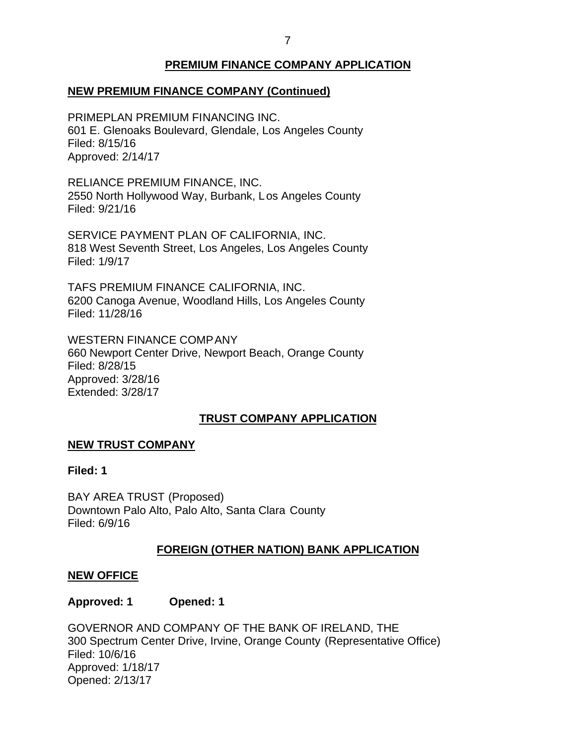## PREMIUM FINANCE COMPANY APPLICATION

### NEW PREMIUM FINANCE COMPANY (Continued)

PRIMEPLAN PREMIUM FINANCING INC.
601 E. Glenoaks Boulevard, Glendale, Los Angeles County
Filed: 8/15/16
Approved: 2/14/17

RELIANCE PREMIUM FINANCE, INC.
2550 North Hollywood Way, Burbank, Los Angeles County
Filed: 9/21/16

SERVICE PAYMENT PLAN OF CALIFORNIA, INC.
818 West Seventh Street, Los Angeles, Los Angeles County
Filed: 1/9/17

TAFS PREMIUM FINANCE CALIFORNIA, INC.
6200 Canoga Avenue, Woodland Hills, Los Angeles County
Filed: 11/28/16

WESTERN FINANCE COMPANY
660 Newport Center Drive, Newport Beach, Orange County
Filed: 8/28/15
Approved: 3/28/16
Extended: 3/28/17

## TRUST COMPANY APPLICATION

### NEW TRUST COMPANY

**Filed: 1**

BAY AREA TRUST (Proposed)
Downtown Palo Alto, Palo Alto, Santa Clara County
Filed: 6/9/16

## FOREIGN (OTHER NATION) BANK APPLICATION

### NEW OFFICE

**Approved: 1 Opened: 1**

GOVERNOR AND COMPANY OF THE BANK OF IRELAND, THE
300 Spectrum Center Drive, Irvine, Orange County (Representative Office)
Filed: 10/6/16
Approved: 1/18/17
Opened: 2/13/17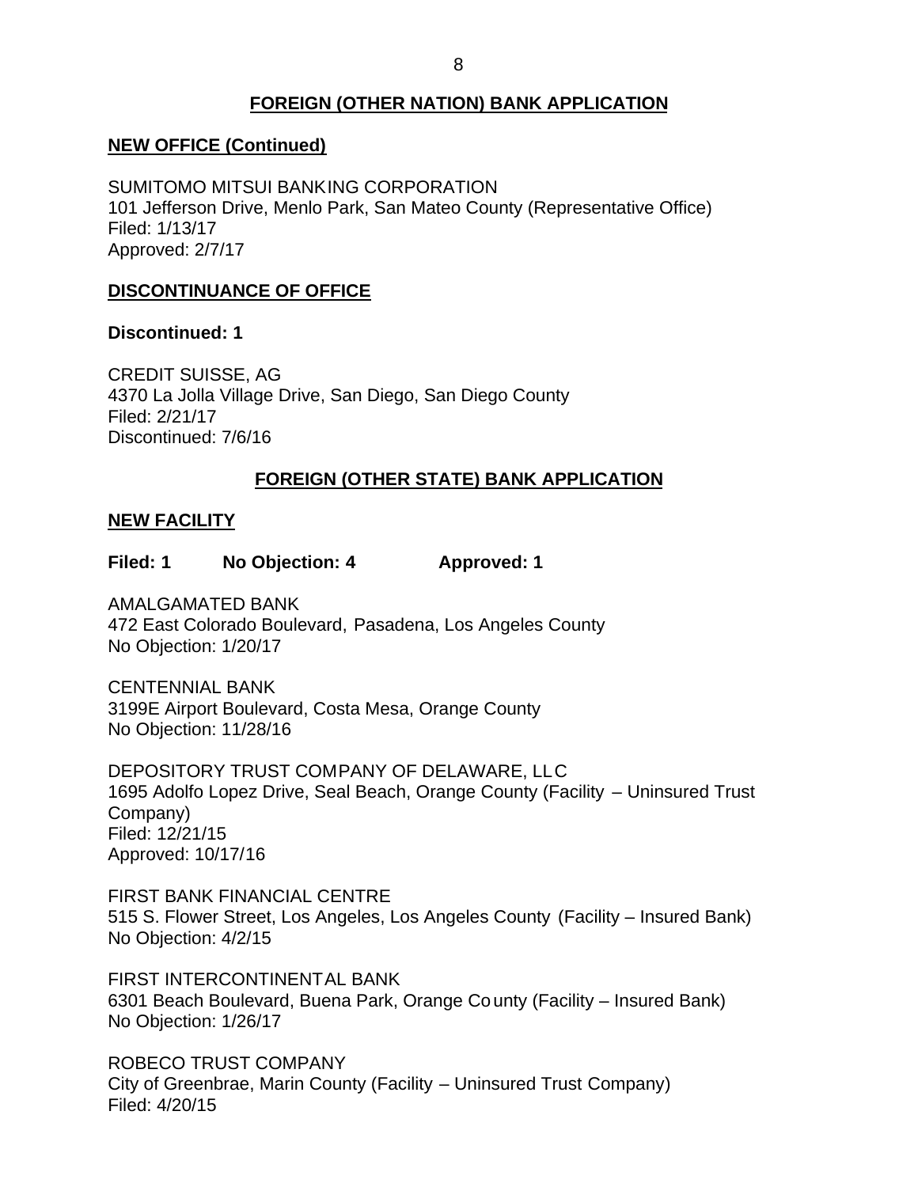## FOREIGN (OTHER NATION) BANK APPLICATION

### NEW OFFICE (Continued)

SUMITOMO MITSUI BANKING CORPORATION
101 Jefferson Drive, Menlo Park, San Mateo County (Representative Office)
Filed: 1/13/17
Approved: 2/7/17

### DISCONTINUANCE OF OFFICE

**Discontinued: 1**

CREDIT SUISSE, AG
4370 La Jolla Village Drive, San Diego, San Diego County
Filed: 2/21/17
Discontinued: 7/6/16

## FOREIGN (OTHER STATE) BANK APPLICATION

### NEW FACILITY

**Filed: 1 No Objection: 4 Approved: 1**

AMALGAMATED BANK
472 East Colorado Boulevard, Pasadena, Los Angeles County
No Objection: 1/20/17

CENTENNIAL BANK
3199E Airport Boulevard, Costa Mesa, Orange County
No Objection: 11/28/16

DEPOSITORY TRUST COMPANY OF DELAWARE, LLC
1695 Adolfo Lopez Drive, Seal Beach, Orange County (Facility – Uninsured Trust Company)
Filed: 12/21/15
Approved: 10/17/16

FIRST BANK FINANCIAL CENTRE
515 S. Flower Street, Los Angeles, Los Angeles County (Facility – Insured Bank)
No Objection: 4/2/15

FIRST INTERCONTINENTAL BANK
6301 Beach Boulevard, Buena Park, Orange County (Facility – Insured Bank)
No Objection: 1/26/17

ROBECO TRUST COMPANY
City of Greenbrae, Marin County (Facility – Uninsured Trust Company)
Filed: 4/20/15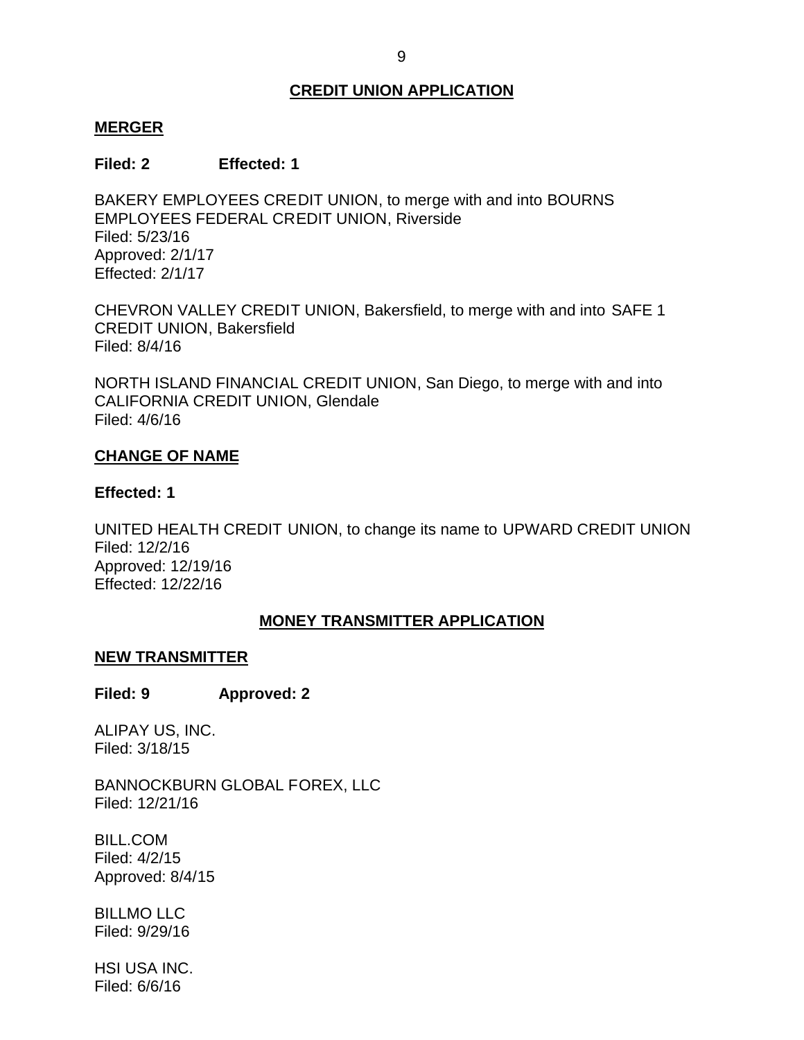## CREDIT UNION APPLICATION

### MERGER

**Filed: 2 Effected: 1**

BAKERY EMPLOYEES CREDIT UNION, to merge with and into BOURNS EMPLOYEES FEDERAL CREDIT UNION, Riverside
Filed: 5/23/16
Approved: 2/1/17
Effected: 2/1/17

CHEVRON VALLEY CREDIT UNION, Bakersfield, to merge with and into SAFE 1 CREDIT UNION, Bakersfield
Filed: 8/4/16

NORTH ISLAND FINANCIAL CREDIT UNION, San Diego, to merge with and into CALIFORNIA CREDIT UNION, Glendale
Filed: 4/6/16

### CHANGE OF NAME

**Effected: 1**

UNITED HEALTH CREDIT UNION, to change its name to UPWARD CREDIT UNION
Filed: 12/2/16
Approved: 12/19/16
Effected: 12/22/16

## MONEY TRANSMITTER APPLICATION

### NEW TRANSMITTER

**Filed: 9 Approved: 2**

ALIPAY US, INC.
Filed: 3/18/15

BANNOCKBURN GLOBAL FOREX, LLC
Filed: 12/21/16

BILL.COM
Filed: 4/2/15
Approved: 8/4/15

BILLMO LLC
Filed: 9/29/16

HSI USA INC.
Filed: 6/6/16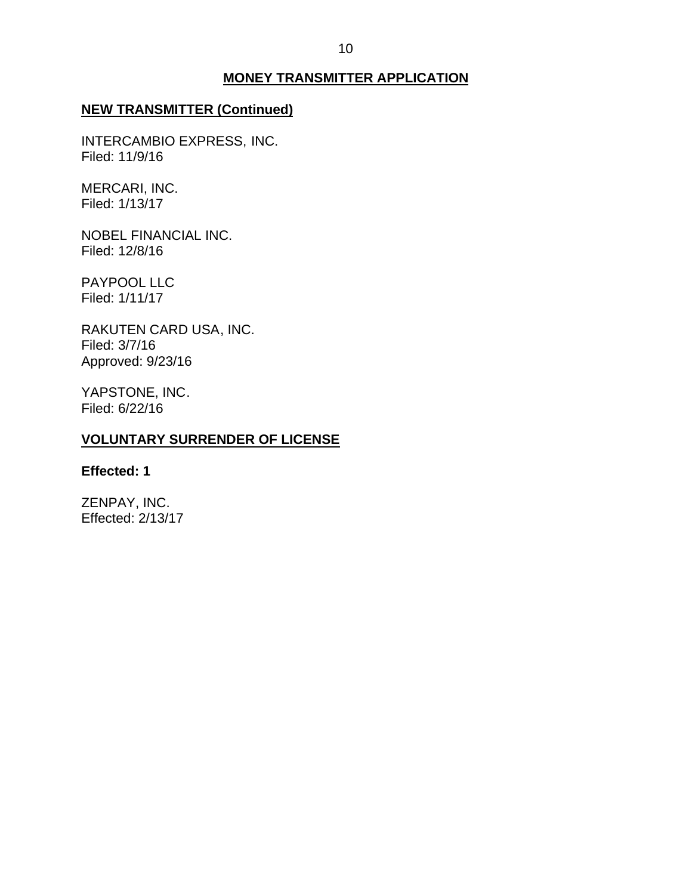## MONEY TRANSMITTER APPLICATION

### NEW TRANSMITTER (Continued)

INTERCAMBIO EXPRESS, INC.
Filed: 11/9/16

MERCARI, INC.
Filed: 1/13/17

NOBEL FINANCIAL INC.
Filed: 12/8/16

PAYPOOL LLC
Filed: 1/11/17

RAKUTEN CARD USA, INC.
Filed: 3/7/16
Approved: 9/23/16

YAPSTONE, INC.
Filed: 6/22/16

### VOLUNTARY SURRENDER OF LICENSE

**Effected: 1**

ZENPAY, INC.
Effected: 2/13/17